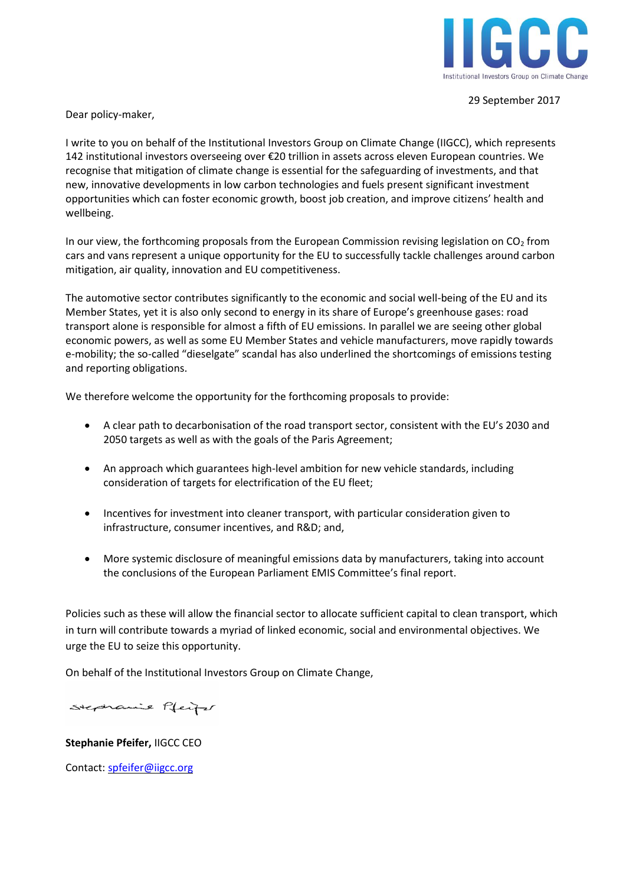IIGCC

Institutional Investors Group on Climate Change

29 September 2017

Dear policy-maker,

I write to you on behalf of the Institutional Investors Group on Climate Change (IIGCC), which represents 142 institutional investors overseeing over €20 trillion in assets across eleven European countries. We recognise that mitigation of climate change is essential for the safeguarding of investments, and that new, innovative developments in low carbon technologies and fuels present significant investment opportunities which can foster economic growth, boost job creation, and improve citizens' health and wellbeing.

In our view, the forthcoming proposals from the European Commission revising legislation on $CO_2$ from cars and vans represent a unique opportunity for the EU to successfully tackle challenges around carbon mitigation, air quality, innovation and EU competitiveness.

The automotive sector contributes significantly to the economic and social well-being of the EU and its Member States, yet it is also only second to energy in its share of Europe's greenhouse gases: road transport alone is responsible for almost a fifth of EU emissions. In parallel we are seeing other global economic powers, as well as some EU Member States and vehicle manufacturers, move rapidly towards e-mobility; the so-called "dieselgate" scandal has also underlined the shortcomings of emissions testing and reporting obligations.

We therefore welcome the opportunity for the forthcoming proposals to provide:

- A clear path to decarbonisation of the road transport sector, consistent with the EU's 2030 and 2050 targets as well as with the goals of the Paris Agreement;
- An approach which guarantees high-level ambition for new vehicle standards, including consideration of targets for electrification of the EU fleet;
- Incentives for investment into cleaner transport, with particular consideration given to infrastructure, consumer incentives, and R&D; and,
- More systemic disclosure of meaningful emissions data by manufacturers, taking into account the conclusions of the European Parliament EMIS Committee's final report.

Policies such as these will allow the financial sector to allocate sufficient capital to clean transport, which in turn will contribute towards a myriad of linked economic, social and environmental objectives. We urge the EU to seize this opportunity.

On behalf of the Institutional Investors Group on Climate Change,

Stephanie Pfeifer

**Stephanie Pfeifer,** IIGCC CEO

Contact: spfeifer@iigcc.org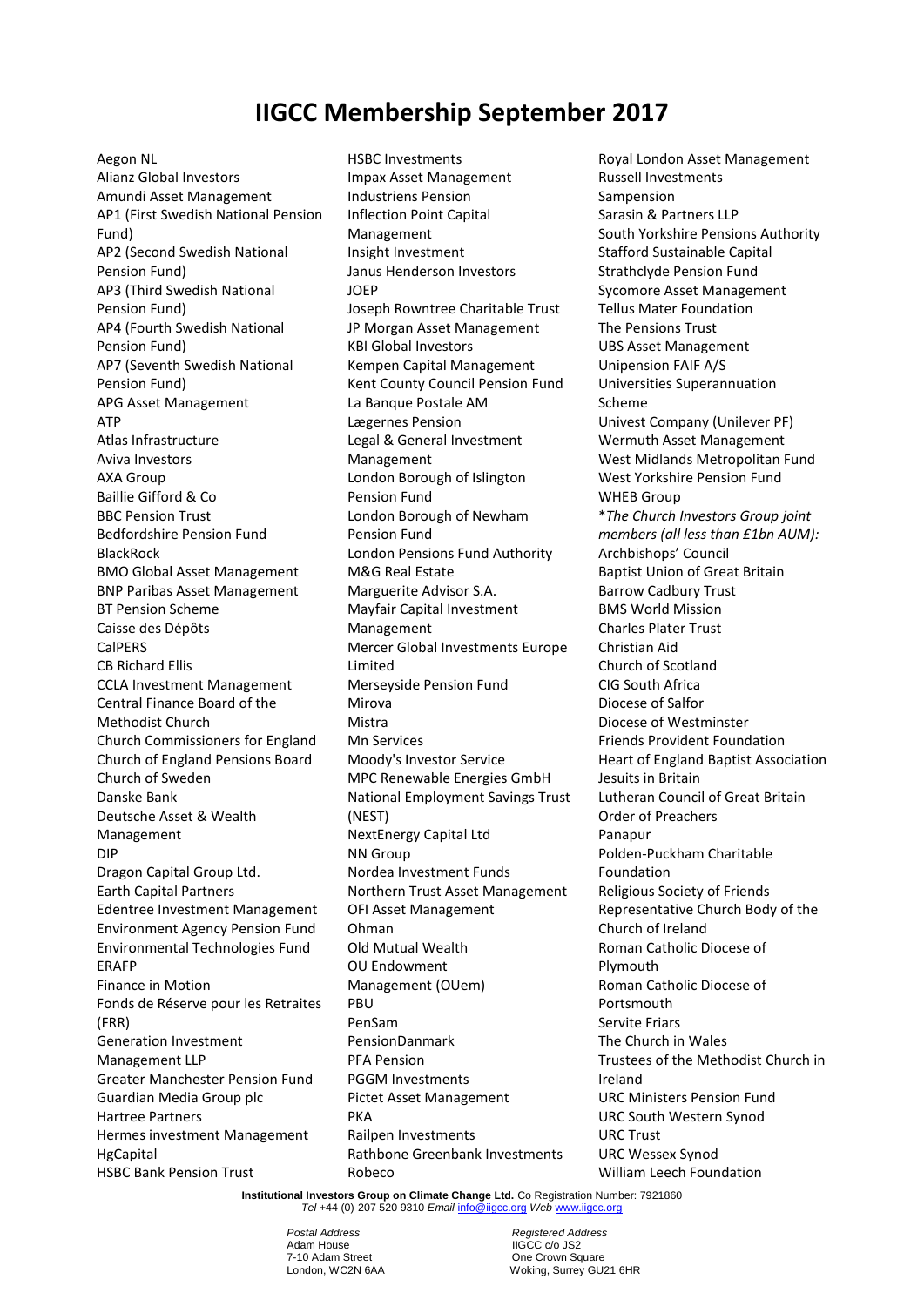# IIGCC Membership September 2017

Aegon NL
Alianz Global Investors
Amundi Asset Management
AP1 (First Swedish National Pension Fund)
AP2 (Second Swedish National Pension Fund)
AP3 (Third Swedish National Pension Fund)
AP4 (Fourth Swedish National Pension Fund)
AP7 (Seventh Swedish National Pension Fund)
APG Asset Management
ATP
Atlas Infrastructure
Aviva Investors
AXA Group
Baillie Gifford & Co
BBC Pension Trust
Bedfordshire Pension Fund
BlackRock
BMO Global Asset Management
BNP Paribas Asset Management
BT Pension Scheme
Caisse des Dépôts
CalPERS
CB Richard Ellis
CCLA Investment Management
Central Finance Board of the Methodist Church
Church Commissioners for England
Church of England Pensions Board
Church of Sweden
Danske Bank
Deutsche Asset & Wealth Management
DIP
Dragon Capital Group Ltd.
Earth Capital Partners
Edentree Investment Management
Environment Agency Pension Fund
Environmental Technologies Fund
ERAFP
Finance in Motion
Fonds de Réserve pour les Retraites (FRR)
Generation Investment Management LLP
Greater Manchester Pension Fund
Guardian Media Group plc
Hartree Partners
Hermes investment Management
HgCapital
HSBC Bank Pension Trust
HSBC Investments
Impax Asset Management
Industriens Pension
Inflection Point Capital Management
Insight Investment
Janus Henderson Investors
JOEP
Joseph Rowntree Charitable Trust
JP Morgan Asset Management
KBI Global Investors
Kempen Capital Management
Kent County Council Pension Fund
La Banque Postale AM
Lægernes Pension
Legal & General Investment Management
London Borough of Islington Pension Fund
London Borough of Newham Pension Fund
London Pensions Fund Authority
M&G Real Estate
Marguerite Advisor S.A.
Mayfair Capital Investment Management
Mercer Global Investments Europe Limited
Merseyside Pension Fund
Mirova
Mistra
Mn Services
Moody's Investor Service
MPC Renewable Energies GmbH
National Employment Savings Trust (NEST)
NextEnergy Capital Ltd
NN Group
Nordea Investment Funds
Northern Trust Asset Management
OFI Asset Management
Ohman
Old Mutual Wealth
OU Endowment Management (OUem)
PBU
PenSam
PensionDanmark
PFA Pension
PGGM Investments
Pictet Asset Management
PKA
Railpen Investments
Rathbone Greenbank Investments
Robeco
Royal London Asset Management
Russell Investments
Sampension
Sarasin & Partners LLP
South Yorkshire Pensions Authority
Stafford Sustainable Capital
Strathclyde Pension Fund
Sycomore Asset Management
Tellus Mater Foundation
The Pensions Trust
UBS Asset Management
Unipension FAIF A/S
Universities Superannuation Scheme
Univest Company (Unilever PF)
Wermuth Asset Management
West Midlands Metropolitan Fund
West Yorkshire Pension Fund
WHEB Group

*\*The Church Investors Group joint members (all less than £1bn AUM):*

Archbishops' Council
Baptist Union of Great Britain
Barrow Cadbury Trust
BMS World Mission
Charles Plater Trust
Christian Aid
Church of Scotland
CIG South Africa
Diocese of Salfor
Diocese of Westminster
Friends Provident Foundation
Heart of England Baptist Association
Jesuits in Britain
Lutheran Council of Great Britain
Order of Preachers
Panapur
Polden-Puckham Charitable Foundation
Religious Society of Friends
Representative Church Body of the Church of Ireland
Roman Catholic Diocese of Plymouth
Roman Catholic Diocese of Portsmouth
Servite Friars
The Church in Wales
Trustees of the Methodist Church in Ireland
URC Ministers Pension Fund
URC South Western Synod
URC Trust
URC Wessex Synod
William Leech Foundation

**Institutional Investors Group on Climate Change Ltd.** Co Registration Number: 7921860
*Tel* +44 (0) 207 520 9310 *Email* info@iigcc.org *Web* www.iigcc.org

*Postal Address*
Adam House
7-10 Adam Street
London, WC2N 6AA

*Registered Address*
IIGCC c/o JS2
One Crown Square
Woking, Surrey GU21 6HR